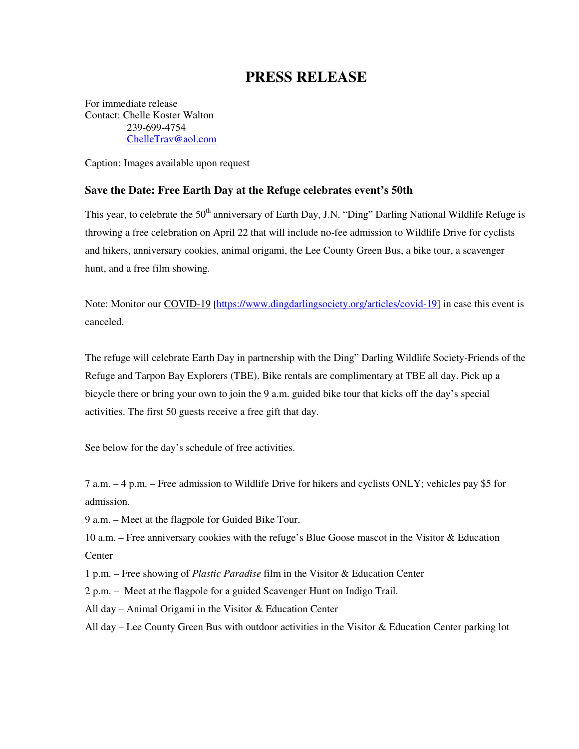# PRESS RELEASE

For immediate release
Contact: Chelle Koster Walton
239-699-4754
ChelleTrav@aol.com

Caption: Images available upon request

### Save the Date: Free Earth Day at the Refuge celebrates event's 50th

This year, to celebrate the 50th anniversary of Earth Day, J.N. "Ding" Darling National Wildlife Refuge is throwing a free celebration on April 22 that will include no-fee admission to Wildlife Drive for cyclists and hikers, anniversary cookies, animal origami, the Lee County Green Bus, a bike tour, a scavenger hunt, and a free film showing.

Note: Monitor our COVID-19 [https://www.dingdarlingsociety.org/articles/covid-19] in case this event is canceled.

The refuge will celebrate Earth Day in partnership with the Ding" Darling Wildlife Society-Friends of the Refuge and Tarpon Bay Explorers (TBE). Bike rentals are complimentary at TBE all day. Pick up a bicycle there or bring your own to join the 9 a.m. guided bike tour that kicks off the day's special activities. The first 50 guests receive a free gift that day.

See below for the day's schedule of free activities.

7 a.m. – 4 p.m. – Free admission to Wildlife Drive for hikers and cyclists ONLY; vehicles pay $5 for admission.
9 a.m. – Meet at the flagpole for Guided Bike Tour.
10 a.m. – Free anniversary cookies with the refuge's Blue Goose mascot in the Visitor & Education Center
1 p.m. – Free showing of *Plastic Paradise* film in the Visitor & Education Center
2 p.m. – Meet at the flagpole for a guided Scavenger Hunt on Indigo Trail.
All day – Animal Origami in the Visitor & Education Center
All day – Lee County Green Bus with outdoor activities in the Visitor & Education Center parking lot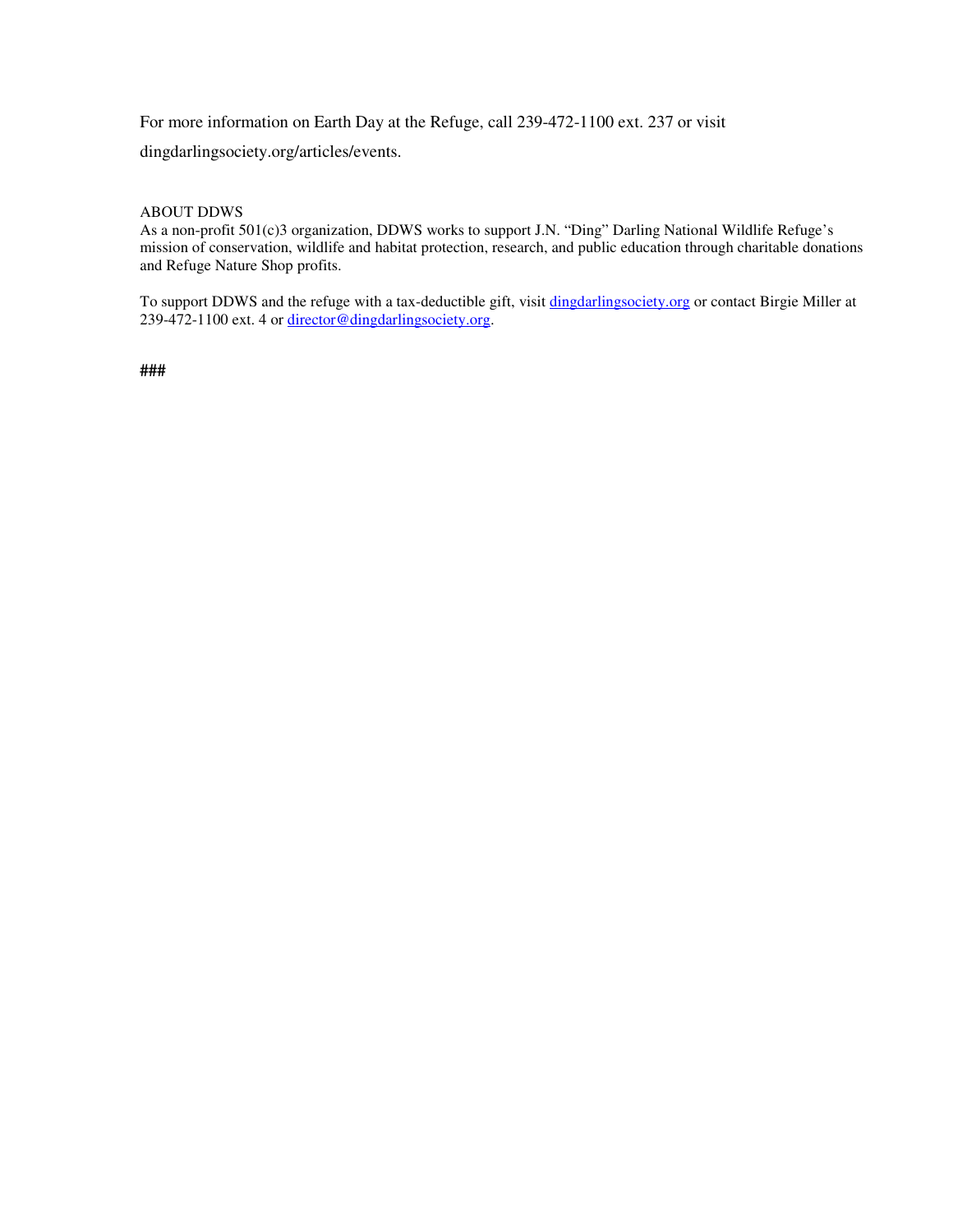For more information on Earth Day at the Refuge, call 239-472-1100 ext. 237 or visit dingdarlingsociety.org/articles/events.

ABOUT DDWS

As a non-profit 501(c)3 organization, DDWS works to support J.N. "Ding" Darling National Wildlife Refuge's mission of conservation, wildlife and habitat protection, research, and public education through charitable donations and Refuge Nature Shop profits.

To support DDWS and the refuge with a tax-deductible gift, visit dingdarlingsociety.org or contact Birgie Miller at 239-472-1100 ext. 4 or director@dingdarlingsociety.org.

###